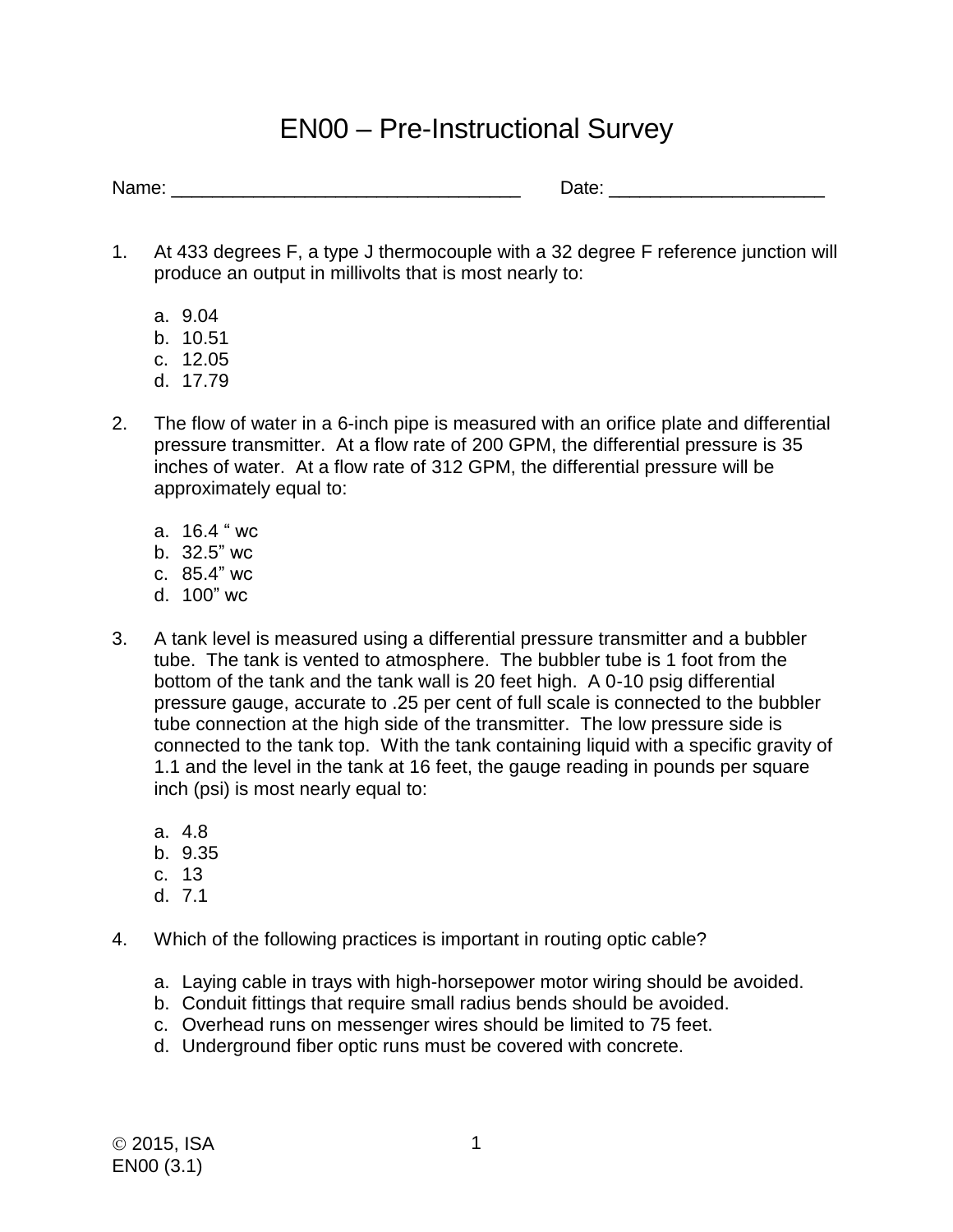# EN00 – Pre-Instructional Survey

Name: ___________________________________ Date: _____________________

1. At 433 degrees F, a type J thermocouple with a 32 degree F reference junction will produce an output in millivolts that is most nearly to:

   a. 9.04
   b. 10.51
   c. 12.05
   d. 17.79

2. The flow of water in a 6-inch pipe is measured with an orifice plate and differential pressure transmitter. At a flow rate of 200 GPM, the differential pressure is 35 inches of water. At a flow rate of 312 GPM, the differential pressure will be approximately equal to:

   a. 16.4 " wc
   b. 32.5" wc
   c. 85.4" wc
   d. 100" wc

3. A tank level is measured using a differential pressure transmitter and a bubbler tube. The tank is vented to atmosphere. The bubbler tube is 1 foot from the bottom of the tank and the tank wall is 20 feet high. A 0-10 psig differential pressure gauge, accurate to .25 per cent of full scale is connected to the bubbler tube connection at the high side of the transmitter. The low pressure side is connected to the tank top. With the tank containing liquid with a specific gravity of 1.1 and the level in the tank at 16 feet, the gauge reading in pounds per square inch (psi) is most nearly equal to:

   a. 4.8
   b. 9.35
   c. 13
   d. 7.1

4. Which of the following practices is important in routing optic cable?

   a. Laying cable in trays with high-horsepower motor wiring should be avoided.
   b. Conduit fittings that require small radius bends should be avoided.
   c. Overhead runs on messenger wires should be limited to 75 feet.
   d. Underground fiber optic runs must be covered with concrete.

© 2015, ISA
EN00 (3.1)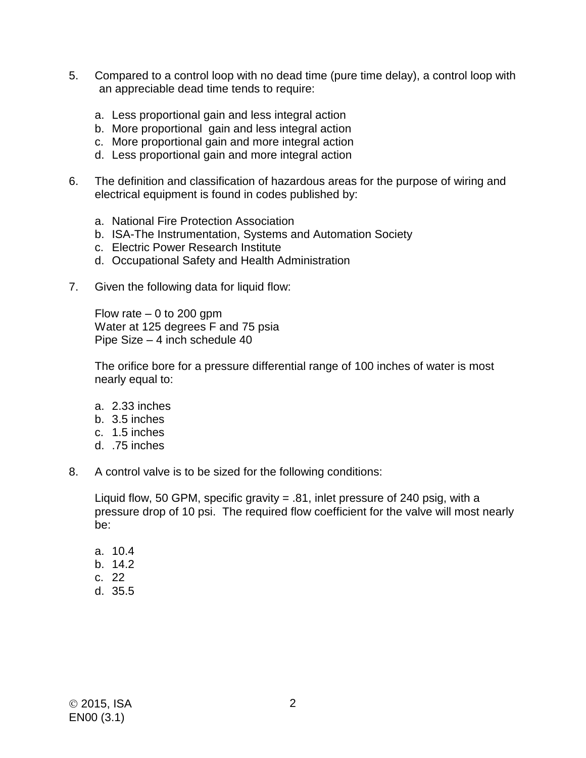5. Compared to a control loop with no dead time (pure time delay), a control loop with an appreciable dead time tends to require:

   a. Less proportional gain and less integral action
   b. More proportional gain and less integral action
   c. More proportional gain and more integral action
   d. Less proportional gain and more integral action

6. The definition and classification of hazardous areas for the purpose of wiring and electrical equipment is found in codes published by:

   a. National Fire Protection Association
   b. ISA-The Instrumentation, Systems and Automation Society
   c. Electric Power Research Institute
   d. Occupational Safety and Health Administration

7. Given the following data for liquid flow:

   Flow rate – 0 to 200 gpm
   Water at 125 degrees F and 75 psia
   Pipe Size – 4 inch schedule 40

   The orifice bore for a pressure differential range of 100 inches of water is most nearly equal to:

   a. 2.33 inches
   b. 3.5 inches
   c. 1.5 inches
   d. .75 inches

8. A control valve is to be sized for the following conditions:

   Liquid flow, 50 GPM, specific gravity = .81, inlet pressure of 240 psig, with a pressure drop of 10 psi. The required flow coefficient for the valve will most nearly be:

   a. 10.4
   b. 14.2
   c. 22
   d. 35.5

© 2015, ISA
EN00 (3.1)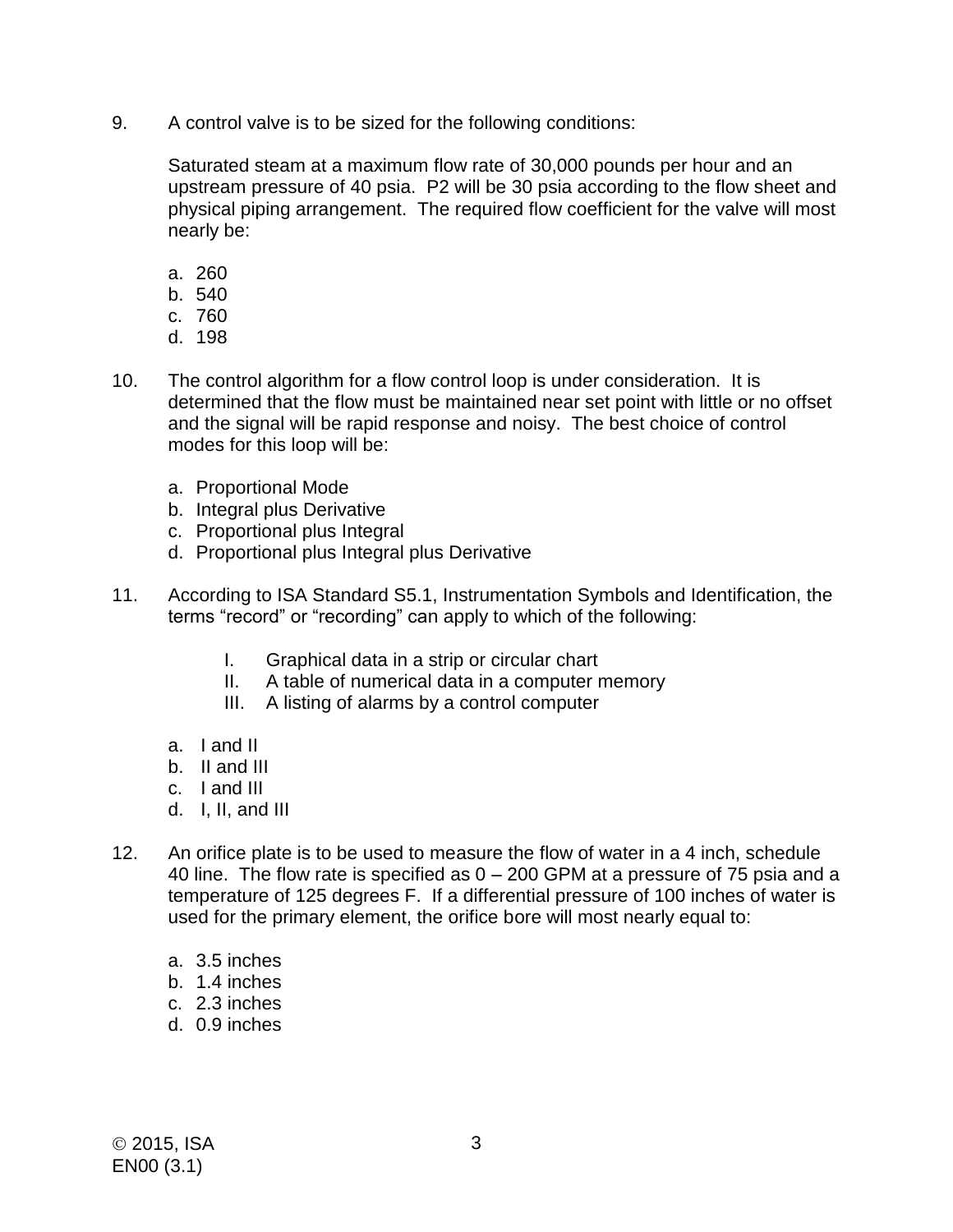9. A control valve is to be sized for the following conditions:

   Saturated steam at a maximum flow rate of 30,000 pounds per hour and an upstream pressure of 40 psia. P2 will be 30 psia according to the flow sheet and physical piping arrangement. The required flow coefficient for the valve will most nearly be:

   a. 260
   b. 540
   c. 760
   d. 198

10. The control algorithm for a flow control loop is under consideration. It is determined that the flow must be maintained near set point with little or no offset and the signal will be rapid response and noisy. The best choice of control modes for this loop will be:

    a. Proportional Mode
    b. Integral plus Derivative
    c. Proportional plus Integral
    d. Proportional plus Integral plus Derivative

11. According to ISA Standard S5.1, Instrumentation Symbols and Identification, the terms “record” or “recording” can apply to which of the following:

    I. Graphical data in a strip or circular chart
    II. A table of numerical data in a computer memory
    III. A listing of alarms by a control computer

    a. I and II
    b. II and III
    c. I and III
    d. I, II, and III

12. An orifice plate is to be used to measure the flow of water in a 4 inch, schedule 40 line. The flow rate is specified as 0 – 200 GPM at a pressure of 75 psia and a temperature of 125 degrees F. If a differential pressure of 100 inches of water is used for the primary element, the orifice bore will most nearly equal to:

    a. 3.5 inches
    b. 1.4 inches
    c. 2.3 inches
    d. 0.9 inches

© 2015, ISA
EN00 (3.1)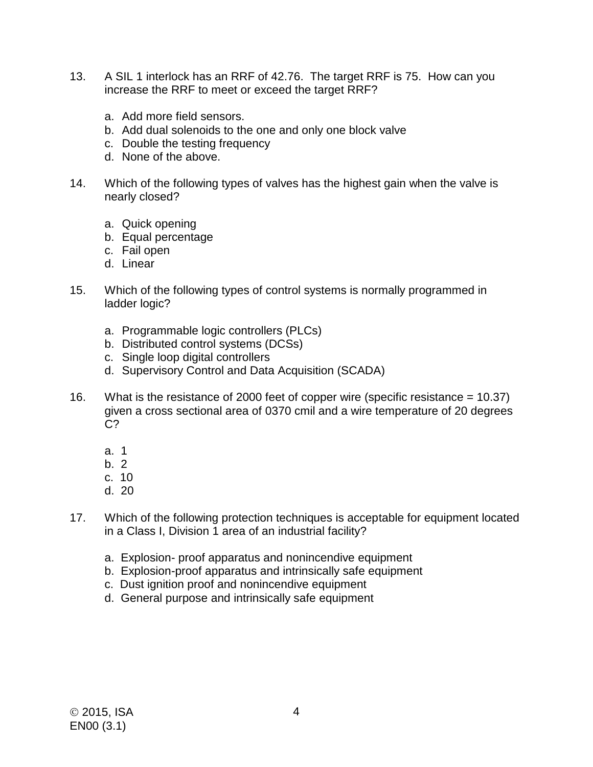13. A SIL 1 interlock has an RRF of 42.76. The target RRF is 75. How can you increase the RRF to meet or exceed the target RRF?

    a. Add more field sensors.
    b. Add dual solenoids to the one and only one block valve
    c. Double the testing frequency
    d. None of the above.

14. Which of the following types of valves has the highest gain when the valve is nearly closed?

    a. Quick opening
    b. Equal percentage
    c. Fail open
    d. Linear

15. Which of the following types of control systems is normally programmed in ladder logic?

    a. Programmable logic controllers (PLCs)
    b. Distributed control systems (DCSs)
    c. Single loop digital controllers
    d. Supervisory Control and Data Acquisition (SCADA)

16. What is the resistance of 2000 feet of copper wire (specific resistance = 10.37) given a cross sectional area of 0370 cmil and a wire temperature of 20 degrees C?

    a. 1
    b. 2
    c. 10
    d. 20

17. Which of the following protection techniques is acceptable for equipment located in a Class I, Division 1 area of an industrial facility?

    a. Explosion- proof apparatus and nonincendive equipment
    b. Explosion-proof apparatus and intrinsically safe equipment
    c. Dust ignition proof and nonincendive equipment
    d. General purpose and intrinsically safe equipment

© 2015, ISA
EN00 (3.1)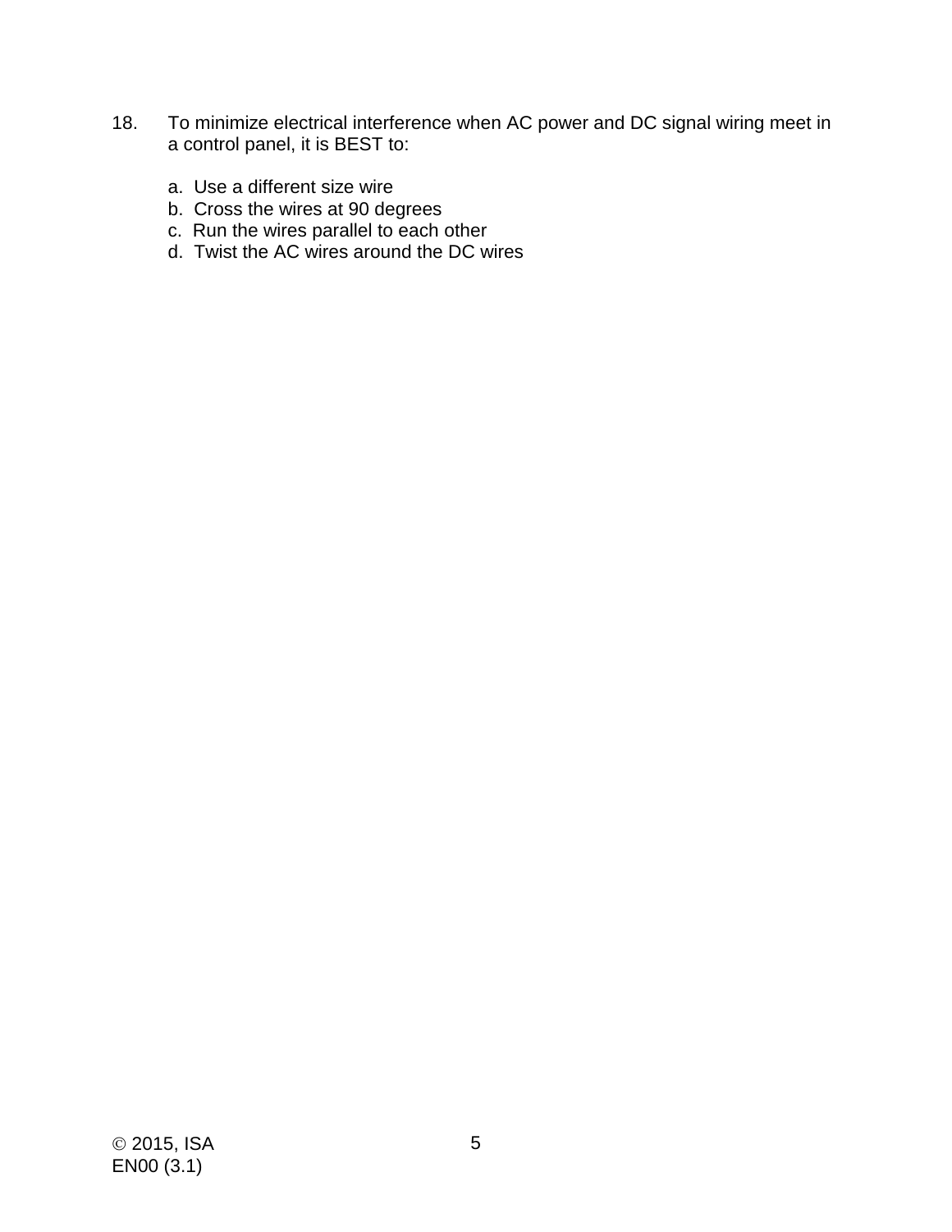18. To minimize electrical interference when AC power and DC signal wiring meet in a control panel, it is BEST to:

    a. Use a different size wire
    b. Cross the wires at 90 degrees
    c. Run the wires parallel to each other
    d. Twist the AC wires around the DC wires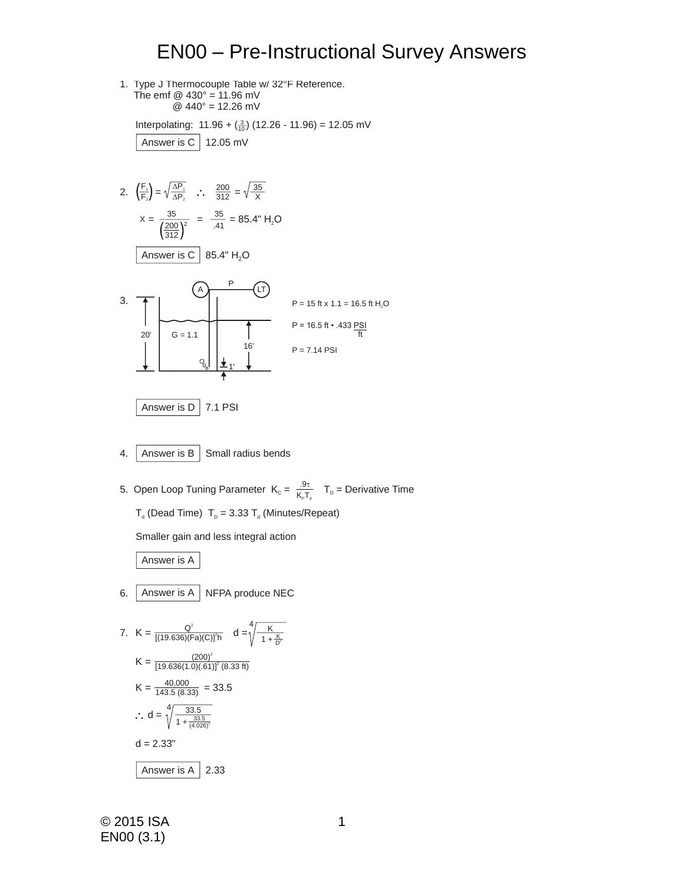# EN00 – Pre-Instructional Survey Answers

1. Type J Thermocouple Table w/ 32°F Reference.
   The emf @ 430° = 11.96 mV
   @ 440° = 12.26 mV

   Interpolating: $11.96 + (\frac{3}{10})(12.26 - 11.96) = 12.05$ mV

   **Answer is C** 12.05 mV

2. $\left(\frac{F_1}{F_2}\right) = \sqrt{\frac{\Delta P_1}{\Delta P_2}} \quad \therefore \quad \frac{200}{312} = \sqrt{\frac{35}{X}}$

   $$X = \frac{35}{\left(\frac{200}{312}\right)^2} = \frac{35}{.41} = 85.4\text{" } H_2O$$

   **Answer is C** 85.4" $H_2O$

3. Diagram: tank with P, A, LT; 20' tank height, G = 1.1, 16' level, 1' offset.

   P = 15 ft x 1.1 = 16.5 ft $H_2O$

   P = 16.5 ft • .433 $\frac{PSI}{ft}$

   P = 7.14 PSI

   **Answer is D** 7.1 PSI

4. **Answer is B** Small radius bends

5. Open Loop Tuning Parameter $K_C = \frac{.9\tau}{K_P T_d}$ $T_D$ = Derivative Time

   $T_d$ (Dead Time) $T_D = 3.33\, T_d$ (Minutes/Repeat)

   Smaller gain and less integral action

   **Answer is A**

6. **Answer is A** NFPA produce NEC

7. $K = \frac{Q^2}{[(19.636)(Fa)(C)]^2 h} \quad d = \sqrt[4]{\frac{K}{1 + \frac{K}{D^4}}}$

   $$K = \frac{(200)^2}{[19.636(1.0)(.61)]^2\,(8.33\text{ ft})}$$

   $$K = \frac{40,000}{143.5\,(8.33)} = 33.5$$

   $$\therefore d = \sqrt[4]{\frac{33.5}{1 + \frac{33.5}{(4.026)^4}}}$$

   d = 2.33"

   **Answer is A** 2.33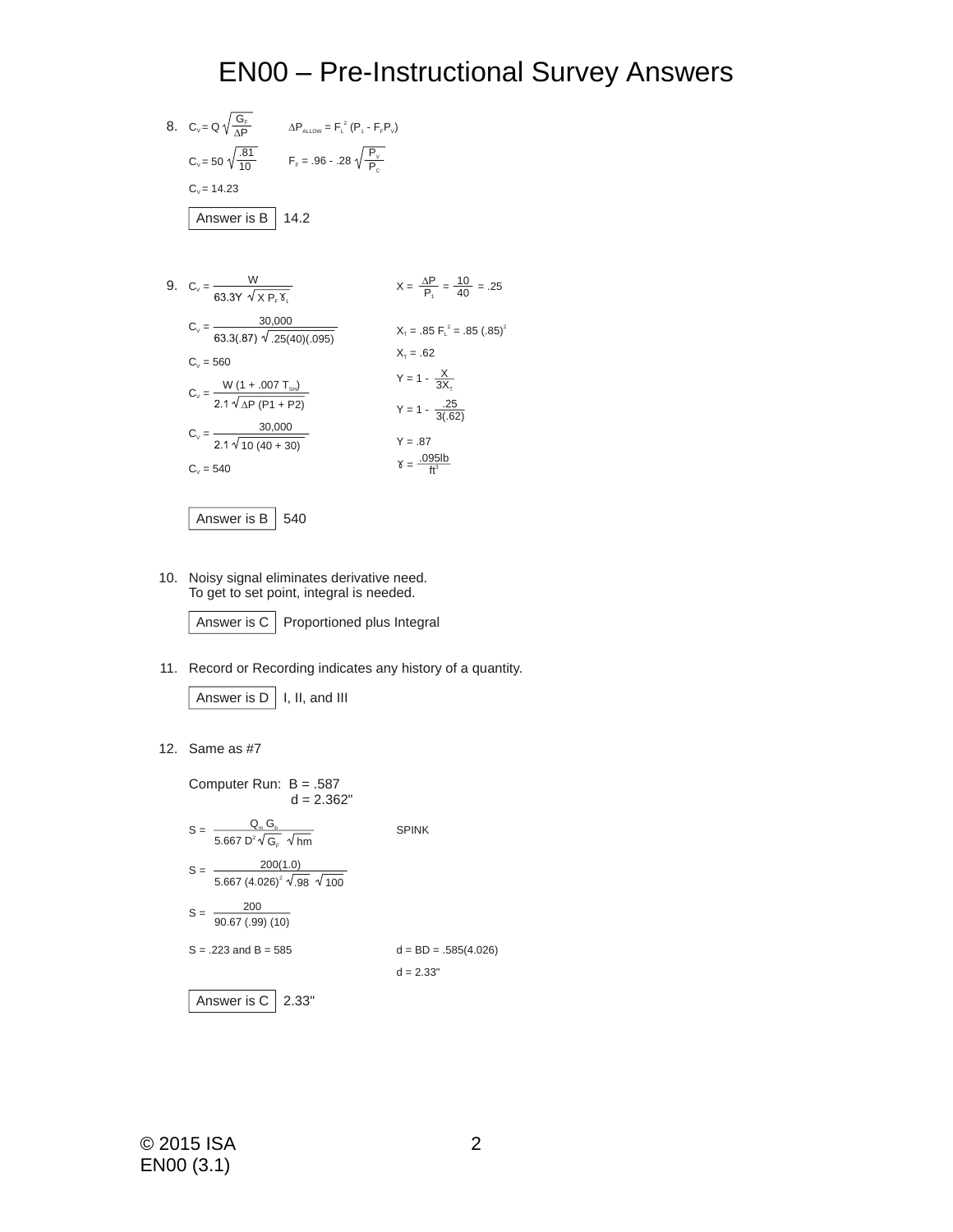# EN00 – Pre-Instructional Survey Answers

8. $C_v = Q\sqrt{\frac{G_F}{\Delta P}}$ $\Delta P_{ALLOW} = F_L^2 (P_1 - F_F P_V)$

   $C_v = 50\sqrt{\frac{.81}{10}}$ $F_F = .96 - .28\sqrt{\frac{P_V}{P_C}}$

   $C_v = 14.23$

   **Answer is B** 14.2

9. $C_v = \frac{W}{63.3Y\sqrt{X\,P_F\,\gamma_1}}$ $X = \frac{\Delta P}{P_1} = \frac{10}{40} = .25$

   $C_v = \frac{30{,}000}{63.3(.87)\sqrt{.25(40)(.095)}}$ $X_T = .85\,F_L^2 = .85\,(.85)^2$

   $X_T = .62$

   $C_v = 560$ $Y = 1 - \frac{X}{3X_T}$

   $C_v = \frac{W\,(1 + .007\,T_{SH})}{2.1\sqrt{\Delta P\,(P1 + P2)}}$ $Y = 1 - \frac{.25}{3(.62)}$

   $C_v = \frac{30{,}000}{2.1\sqrt{10\,(40 + 30)}}$ $Y = .87$

   $C_v = 540$ $\gamma = \frac{.095 lb}{ft^3}$

   **Answer is B** 540

10. Noisy signal eliminates derivative need.
    To get to set point, integral is needed.

    **Answer is C** Proportioned plus Integral

11. Record or Recording indicates any history of a quantity.

    **Answer is D** I, II, and III

12. Same as #7

    Computer Run: B = .587
    d = 2.362"

    $S = \frac{Q_m\,G_b}{5.667\,D^2\sqrt{G_F}\,\sqrt{hm}}$ SPINK

    $S = \frac{200(1.0)}{5.667\,(4.026)^2\sqrt{.98}\,\sqrt{100}}$

    $S = \frac{200}{90.67\,(.99)\,(10)}$

    S = .223 and B = 585 d = BD = .585(4.026)

    d = 2.33"

    **Answer is C** 2.33"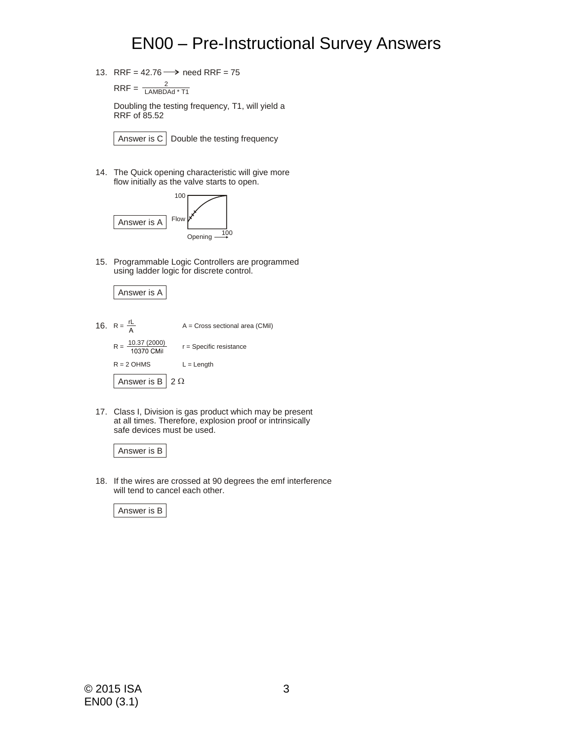# EN00 – Pre-Instructional Survey Answers

13. RRF = 42.76 ⟶ need RRF = 75

    $$RRF = \frac{2}{LAMBDAd * T1}$$

    Doubling the testing frequency, T1, will yield a RRF of 85.52

    Answer is C  Double the testing frequency

14. The Quick opening characteristic will give more flow initially as the valve starts to open.

    Answer is A

    100
    Flow
    100
    Opening ⟶

15. Programmable Logic Controllers are programmed using ladder logic for discrete control.

    Answer is A

16. $R = \frac{rL}{A}$  A = Cross sectional area (CMil)

    $R = \frac{10.37 (2000)}{10370 \text{ CMil}}$  r = Specific resistance

    R = 2 OHMS  L = Length

    Answer is B  2 Ω

17. Class I, Division is gas product which may be present at all times. Therefore, explosion proof or intrinsically safe devices must be used.

    Answer is B

18. If the wires are crossed at 90 degrees the emf interference will tend to cancel each other.

    Answer is B

© 2015 ISA
EN00 (3.1)